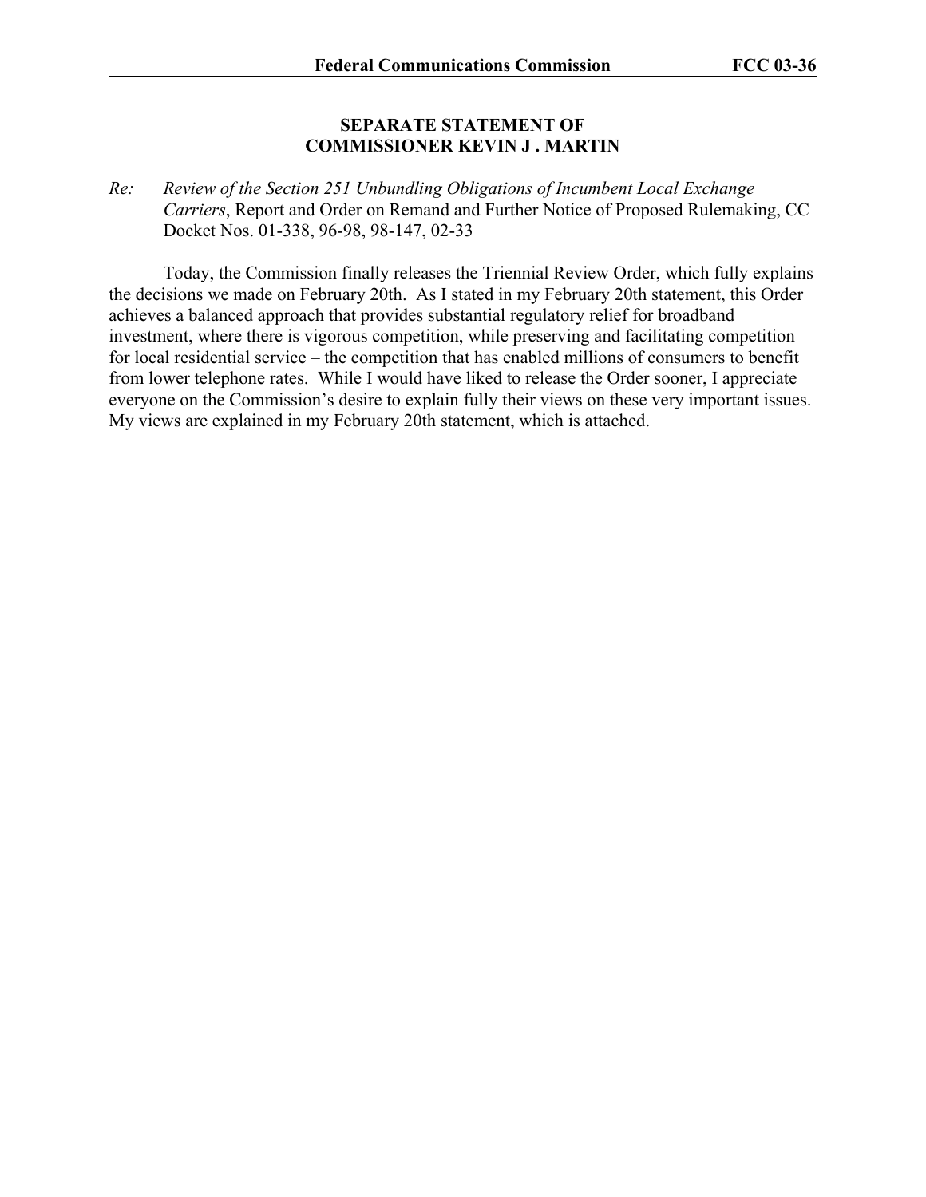## SEPARATE STATEMENT OF COMMISSIONER KEVIN J . MARTIN

*Re: Review of the Section 251 Unbundling Obligations of Incumbent Local Exchange Carriers*, Report and Order on Remand and Further Notice of Proposed Rulemaking, CC Docket Nos. 01-338, 96-98, 98-147, 02-33

Today, the Commission finally releases the Triennial Review Order, which fully explains the decisions we made on February 20th. As I stated in my February 20th statement, this Order achieves a balanced approach that provides substantial regulatory relief for broadband investment, where there is vigorous competition, while preserving and facilitating competition for local residential service – the competition that has enabled millions of consumers to benefit from lower telephone rates. While I would have liked to release the Order sooner, I appreciate everyone on the Commission's desire to explain fully their views on these very important issues. My views are explained in my February 20th statement, which is attached.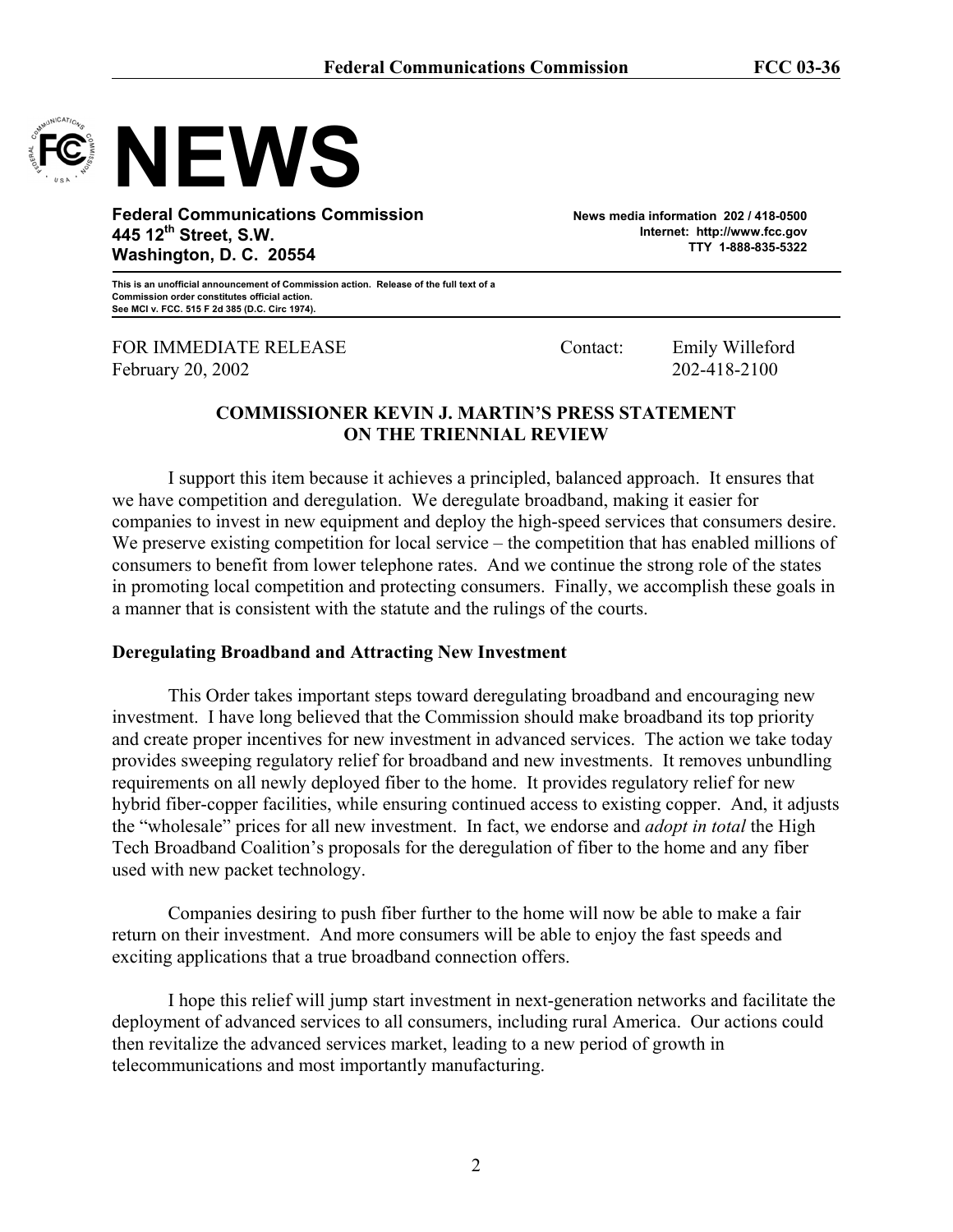# NEWS

**Federal Communications Commission**
**445 12th Street, S.W.**
**Washington, D. C. 20554**

**News media information 202 / 418-0500**
**Internet: http://www.fcc.gov**
**TTY 1-888-835-5322**

**This is an unofficial announcement of Commission action. Release of the full text of a Commission order constitutes official action. See MCI v. FCC. 515 F 2d 385 (D.C. Circ 1974).**

FOR IMMEDIATE RELEASE
February 20, 2002

Contact: Emily Willeford
202-418-2100

**COMMISSIONER KEVIN J. MARTIN'S PRESS STATEMENT ON THE TRIENNIAL REVIEW**

I support this item because it achieves a principled, balanced approach. It ensures that we have competition and deregulation. We deregulate broadband, making it easier for companies to invest in new equipment and deploy the high-speed services that consumers desire. We preserve existing competition for local service – the competition that has enabled millions of consumers to benefit from lower telephone rates. And we continue the strong role of the states in promoting local competition and protecting consumers. Finally, we accomplish these goals in a manner that is consistent with the statute and the rulings of the courts.

**Deregulating Broadband and Attracting New Investment**

This Order takes important steps toward deregulating broadband and encouraging new investment. I have long believed that the Commission should make broadband its top priority and create proper incentives for new investment in advanced services. The action we take today provides sweeping regulatory relief for broadband and new investments. It removes unbundling requirements on all newly deployed fiber to the home. It provides regulatory relief for new hybrid fiber-copper facilities, while ensuring continued access to existing copper. And, it adjusts the "wholesale" prices for all new investment. In fact, we endorse and *adopt in total* the High Tech Broadband Coalition's proposals for the deregulation of fiber to the home and any fiber used with new packet technology.

Companies desiring to push fiber further to the home will now be able to make a fair return on their investment. And more consumers will be able to enjoy the fast speeds and exciting applications that a true broadband connection offers.

I hope this relief will jump start investment in next-generation networks and facilitate the deployment of advanced services to all consumers, including rural America. Our actions could then revitalize the advanced services market, leading to a new period of growth in telecommunications and most importantly manufacturing.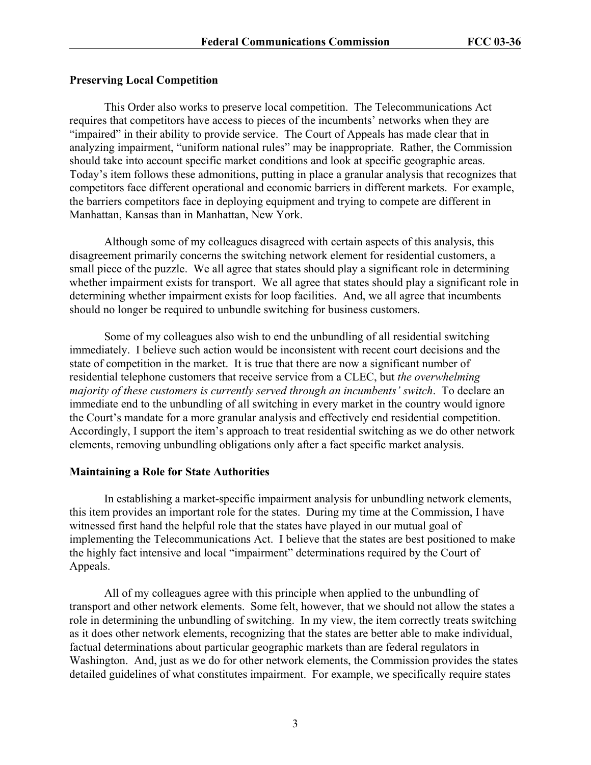**Preserving Local Competition**

This Order also works to preserve local competition. The Telecommunications Act requires that competitors have access to pieces of the incumbents' networks when they are "impaired" in their ability to provide service. The Court of Appeals has made clear that in analyzing impairment, "uniform national rules" may be inappropriate. Rather, the Commission should take into account specific market conditions and look at specific geographic areas. Today's item follows these admonitions, putting in place a granular analysis that recognizes that competitors face different operational and economic barriers in different markets. For example, the barriers competitors face in deploying equipment and trying to compete are different in Manhattan, Kansas than in Manhattan, New York.

Although some of my colleagues disagreed with certain aspects of this analysis, this disagreement primarily concerns the switching network element for residential customers, a small piece of the puzzle. We all agree that states should play a significant role in determining whether impairment exists for transport. We all agree that states should play a significant role in determining whether impairment exists for loop facilities. And, we all agree that incumbents should no longer be required to unbundle switching for business customers.

Some of my colleagues also wish to end the unbundling of all residential switching immediately. I believe such action would be inconsistent with recent court decisions and the state of competition in the market. It is true that there are now a significant number of residential telephone customers that receive service from a CLEC, but *the overwhelming majority of these customers is currently served through an incumbents' switch*. To declare an immediate end to the unbundling of all switching in every market in the country would ignore the Court's mandate for a more granular analysis and effectively end residential competition. Accordingly, I support the item's approach to treat residential switching as we do other network elements, removing unbundling obligations only after a fact specific market analysis.

**Maintaining a Role for State Authorities**

In establishing a market-specific impairment analysis for unbundling network elements, this item provides an important role for the states. During my time at the Commission, I have witnessed first hand the helpful role that the states have played in our mutual goal of implementing the Telecommunications Act. I believe that the states are best positioned to make the highly fact intensive and local "impairment" determinations required by the Court of Appeals.

All of my colleagues agree with this principle when applied to the unbundling of transport and other network elements. Some felt, however, that we should not allow the states a role in determining the unbundling of switching. In my view, the item correctly treats switching as it does other network elements, recognizing that the states are better able to make individual, factual determinations about particular geographic markets than are federal regulators in Washington. And, just as we do for other network elements, the Commission provides the states detailed guidelines of what constitutes impairment. For example, we specifically require states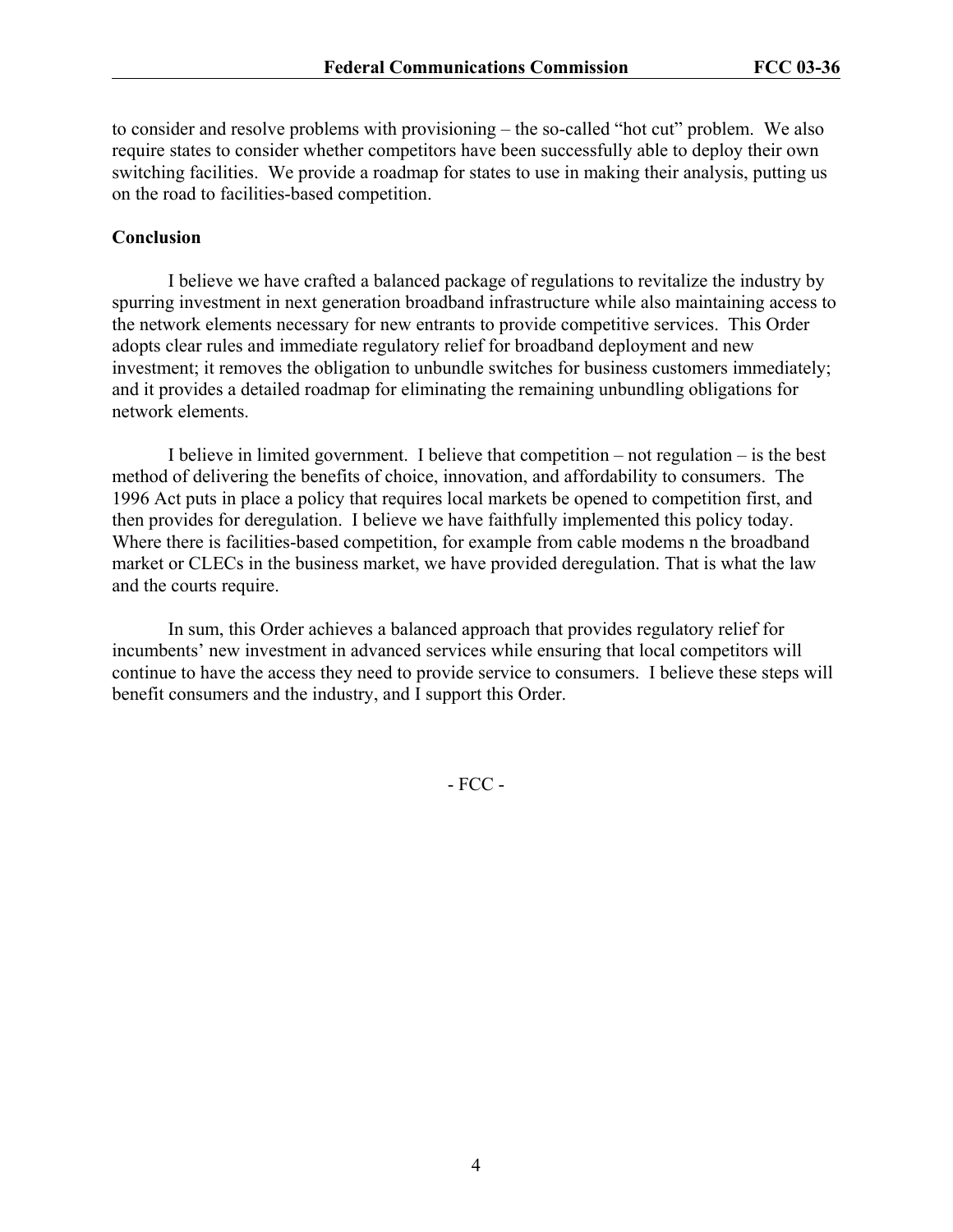to consider and resolve problems with provisioning – the so-called "hot cut" problem. We also require states to consider whether competitors have been successfully able to deploy their own switching facilities. We provide a roadmap for states to use in making their analysis, putting us on the road to facilities-based competition.

**Conclusion**

I believe we have crafted a balanced package of regulations to revitalize the industry by spurring investment in next generation broadband infrastructure while also maintaining access to the network elements necessary for new entrants to provide competitive services. This Order adopts clear rules and immediate regulatory relief for broadband deployment and new investment; it removes the obligation to unbundle switches for business customers immediately; and it provides a detailed roadmap for eliminating the remaining unbundling obligations for network elements.

I believe in limited government. I believe that competition – not regulation – is the best method of delivering the benefits of choice, innovation, and affordability to consumers. The 1996 Act puts in place a policy that requires local markets be opened to competition first, and then provides for deregulation. I believe we have faithfully implemented this policy today. Where there is facilities-based competition, for example from cable modems n the broadband market or CLECs in the business market, we have provided deregulation. That is what the law and the courts require.

In sum, this Order achieves a balanced approach that provides regulatory relief for incumbents' new investment in advanced services while ensuring that local competitors will continue to have the access they need to provide service to consumers. I believe these steps will benefit consumers and the industry, and I support this Order.

- FCC -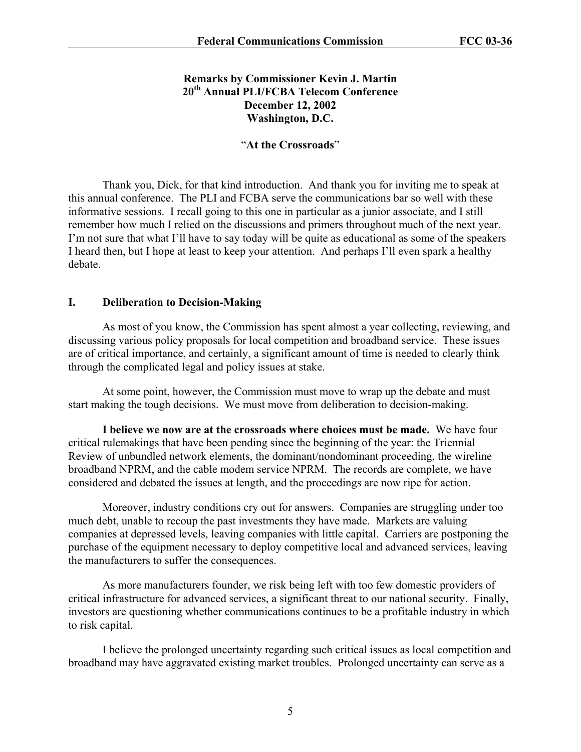**Remarks by Commissioner Kevin J. Martin**
**20th Annual PLI/FCBA Telecom Conference**
**December 12, 2002**
**Washington, D.C.**

"**At the Crossroads**"

Thank you, Dick, for that kind introduction. And thank you for inviting me to speak at this annual conference. The PLI and FCBA serve the communications bar so well with these informative sessions. I recall going to this one in particular as a junior associate, and I still remember how much I relied on the discussions and primers throughout much of the next year. I'm not sure that what I'll have to say today will be quite as educational as some of the speakers I heard then, but I hope at least to keep your attention. And perhaps I'll even spark a healthy debate.

## I. Deliberation to Decision-Making

As most of you know, the Commission has spent almost a year collecting, reviewing, and discussing various policy proposals for local competition and broadband service. These issues are of critical importance, and certainly, a significant amount of time is needed to clearly think through the complicated legal and policy issues at stake.

At some point, however, the Commission must move to wrap up the debate and must start making the tough decisions. We must move from deliberation to decision-making.

**I believe we now are at the crossroads where choices must be made.** We have four critical rulemakings that have been pending since the beginning of the year: the Triennial Review of unbundled network elements, the dominant/nondominant proceeding, the wireline broadband NPRM, and the cable modem service NPRM. The records are complete, we have considered and debated the issues at length, and the proceedings are now ripe for action.

Moreover, industry conditions cry out for answers. Companies are struggling under too much debt, unable to recoup the past investments they have made. Markets are valuing companies at depressed levels, leaving companies with little capital. Carriers are postponing the purchase of the equipment necessary to deploy competitive local and advanced services, leaving the manufacturers to suffer the consequences.

As more manufacturers founder, we risk being left with too few domestic providers of critical infrastructure for advanced services, a significant threat to our national security. Finally, investors are questioning whether communications continues to be a profitable industry in which to risk capital.

I believe the prolonged uncertainty regarding such critical issues as local competition and broadband may have aggravated existing market troubles. Prolonged uncertainty can serve as a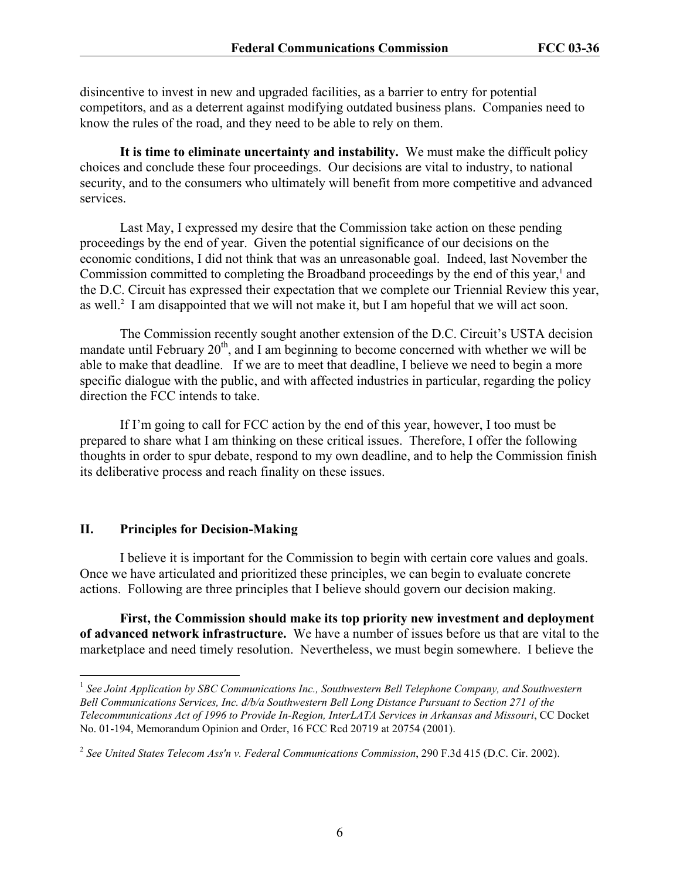disincentive to invest in new and upgraded facilities, as a barrier to entry for potential competitors, and as a deterrent against modifying outdated business plans. Companies need to know the rules of the road, and they need to be able to rely on them.

**It is time to eliminate uncertainty and instability.** We must make the difficult policy choices and conclude these four proceedings. Our decisions are vital to industry, to national security, and to the consumers who ultimately will benefit from more competitive and advanced services.

Last May, I expressed my desire that the Commission take action on these pending proceedings by the end of year. Given the potential significance of our decisions on the economic conditions, I did not think that was an unreasonable goal. Indeed, last November the Commission committed to completing the Broadband proceedings by the end of this year,[1] and the D.C. Circuit has expressed their expectation that we complete our Triennial Review this year, as well.[2] I am disappointed that we will not make it, but I am hopeful that we will act soon.

The Commission recently sought another extension of the D.C. Circuit's USTA decision mandate until February 20th, and I am beginning to become concerned with whether we will be able to make that deadline. If we are to meet that deadline, I believe we need to begin a more specific dialogue with the public, and with affected industries in particular, regarding the policy direction the FCC intends to take.

If I'm going to call for FCC action by the end of this year, however, I too must be prepared to share what I am thinking on these critical issues. Therefore, I offer the following thoughts in order to spur debate, respond to my own deadline, and to help the Commission finish its deliberative process and reach finality on these issues.

## II. Principles for Decision-Making

I believe it is important for the Commission to begin with certain core values and goals. Once we have articulated and prioritized these principles, we can begin to evaluate concrete actions. Following are three principles that I believe should govern our decision making.

**First, the Commission should make its top priority new investment and deployment of advanced network infrastructure.** We have a number of issues before us that are vital to the marketplace and need timely resolution. Nevertheless, we must begin somewhere. I believe the

---

[1] *See Joint Application by SBC Communications Inc., Southwestern Bell Telephone Company, and Southwestern Bell Communications Services, Inc. d/b/a Southwestern Bell Long Distance Pursuant to Section 271 of the Telecommunications Act of 1996 to Provide In-Region, InterLATA Services in Arkansas and Missouri*, CC Docket No. 01-194, Memorandum Opinion and Order, 16 FCC Rcd 20719 at 20754 (2001).

[2] *See United States Telecom Ass'n v. Federal Communications Commission*, 290 F.3d 415 (D.C. Cir. 2002).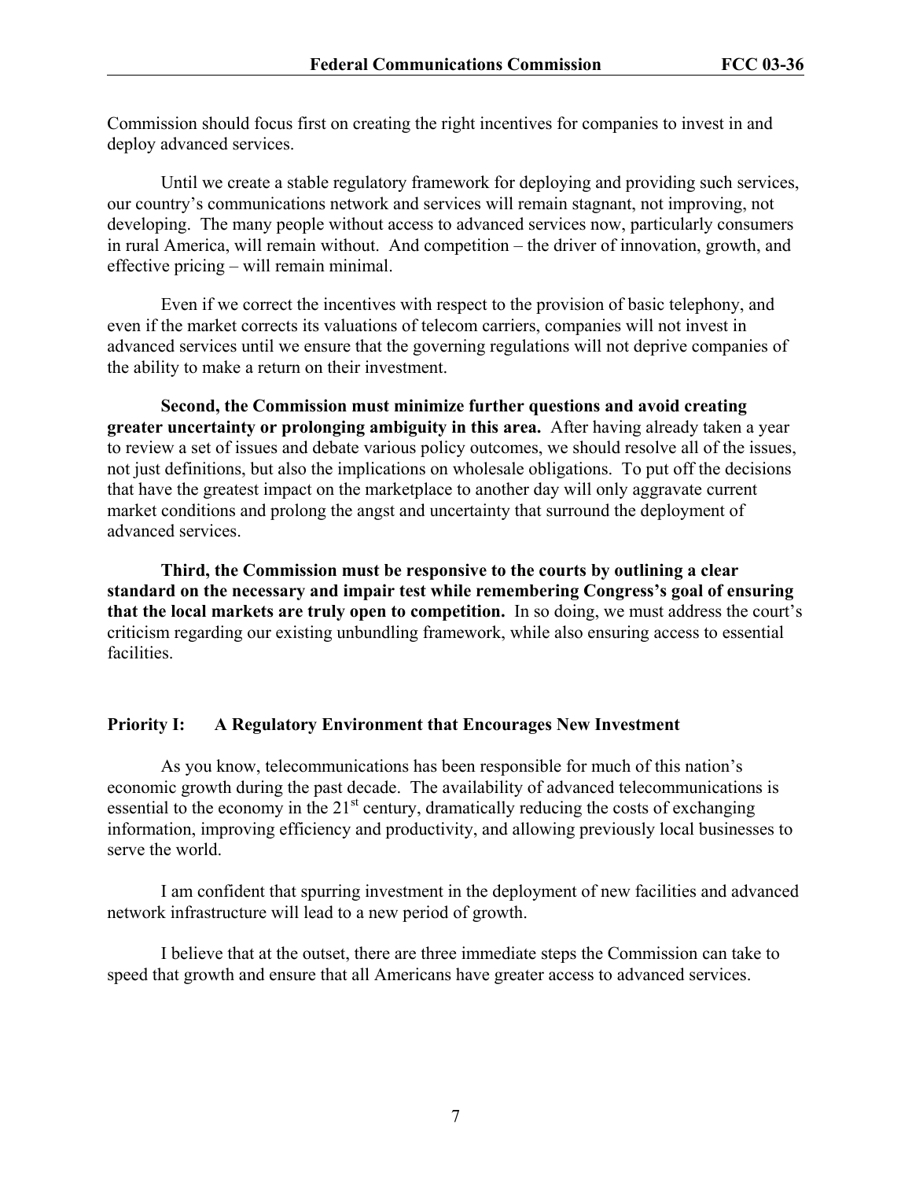Commission should focus first on creating the right incentives for companies to invest in and deploy advanced services.

Until we create a stable regulatory framework for deploying and providing such services, our country's communications network and services will remain stagnant, not improving, not developing. The many people without access to advanced services now, particularly consumers in rural America, will remain without. And competition – the driver of innovation, growth, and effective pricing – will remain minimal.

Even if we correct the incentives with respect to the provision of basic telephony, and even if the market corrects its valuations of telecom carriers, companies will not invest in advanced services until we ensure that the governing regulations will not deprive companies of the ability to make a return on their investment.

**Second, the Commission must minimize further questions and avoid creating greater uncertainty or prolonging ambiguity in this area.** After having already taken a year to review a set of issues and debate various policy outcomes, we should resolve all of the issues, not just definitions, but also the implications on wholesale obligations. To put off the decisions that have the greatest impact on the marketplace to another day will only aggravate current market conditions and prolong the angst and uncertainty that surround the deployment of advanced services.

**Third, the Commission must be responsive to the courts by outlining a clear standard on the necessary and impair test while remembering Congress's goal of ensuring that the local markets are truly open to competition.** In so doing, we must address the court's criticism regarding our existing unbundling framework, while also ensuring access to essential facilities.

## Priority I: A Regulatory Environment that Encourages New Investment

As you know, telecommunications has been responsible for much of this nation's economic growth during the past decade. The availability of advanced telecommunications is essential to the economy in the 21st century, dramatically reducing the costs of exchanging information, improving efficiency and productivity, and allowing previously local businesses to serve the world.

I am confident that spurring investment in the deployment of new facilities and advanced network infrastructure will lead to a new period of growth.

I believe that at the outset, there are three immediate steps the Commission can take to speed that growth and ensure that all Americans have greater access to advanced services.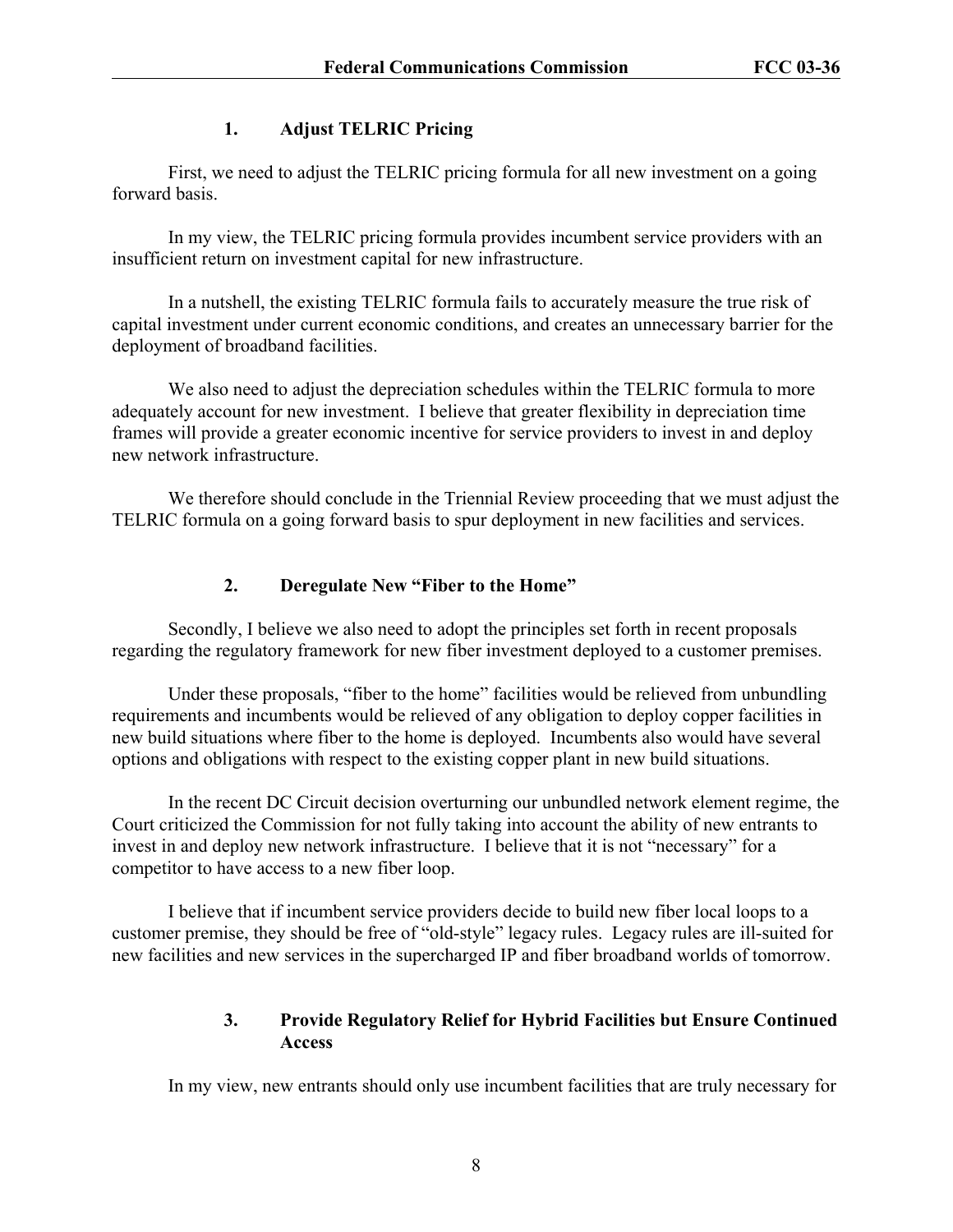### 1. Adjust TELRIC Pricing

First, we need to adjust the TELRIC pricing formula for all new investment on a going forward basis.

In my view, the TELRIC pricing formula provides incumbent service providers with an insufficient return on investment capital for new infrastructure.

In a nutshell, the existing TELRIC formula fails to accurately measure the true risk of capital investment under current economic conditions, and creates an unnecessary barrier for the deployment of broadband facilities.

We also need to adjust the depreciation schedules within the TELRIC formula to more adequately account for new investment. I believe that greater flexibility in depreciation time frames will provide a greater economic incentive for service providers to invest in and deploy new network infrastructure.

We therefore should conclude in the Triennial Review proceeding that we must adjust the TELRIC formula on a going forward basis to spur deployment in new facilities and services.

### 2. Deregulate New "Fiber to the Home"

Secondly, I believe we also need to adopt the principles set forth in recent proposals regarding the regulatory framework for new fiber investment deployed to a customer premises.

Under these proposals, "fiber to the home" facilities would be relieved from unbundling requirements and incumbents would be relieved of any obligation to deploy copper facilities in new build situations where fiber to the home is deployed. Incumbents also would have several options and obligations with respect to the existing copper plant in new build situations.

In the recent DC Circuit decision overturning our unbundled network element regime, the Court criticized the Commission for not fully taking into account the ability of new entrants to invest in and deploy new network infrastructure. I believe that it is not "necessary" for a competitor to have access to a new fiber loop.

I believe that if incumbent service providers decide to build new fiber local loops to a customer premise, they should be free of "old-style" legacy rules. Legacy rules are ill-suited for new facilities and new services in the supercharged IP and fiber broadband worlds of tomorrow.

### 3. Provide Regulatory Relief for Hybrid Facilities but Ensure Continued Access

In my view, new entrants should only use incumbent facilities that are truly necessary for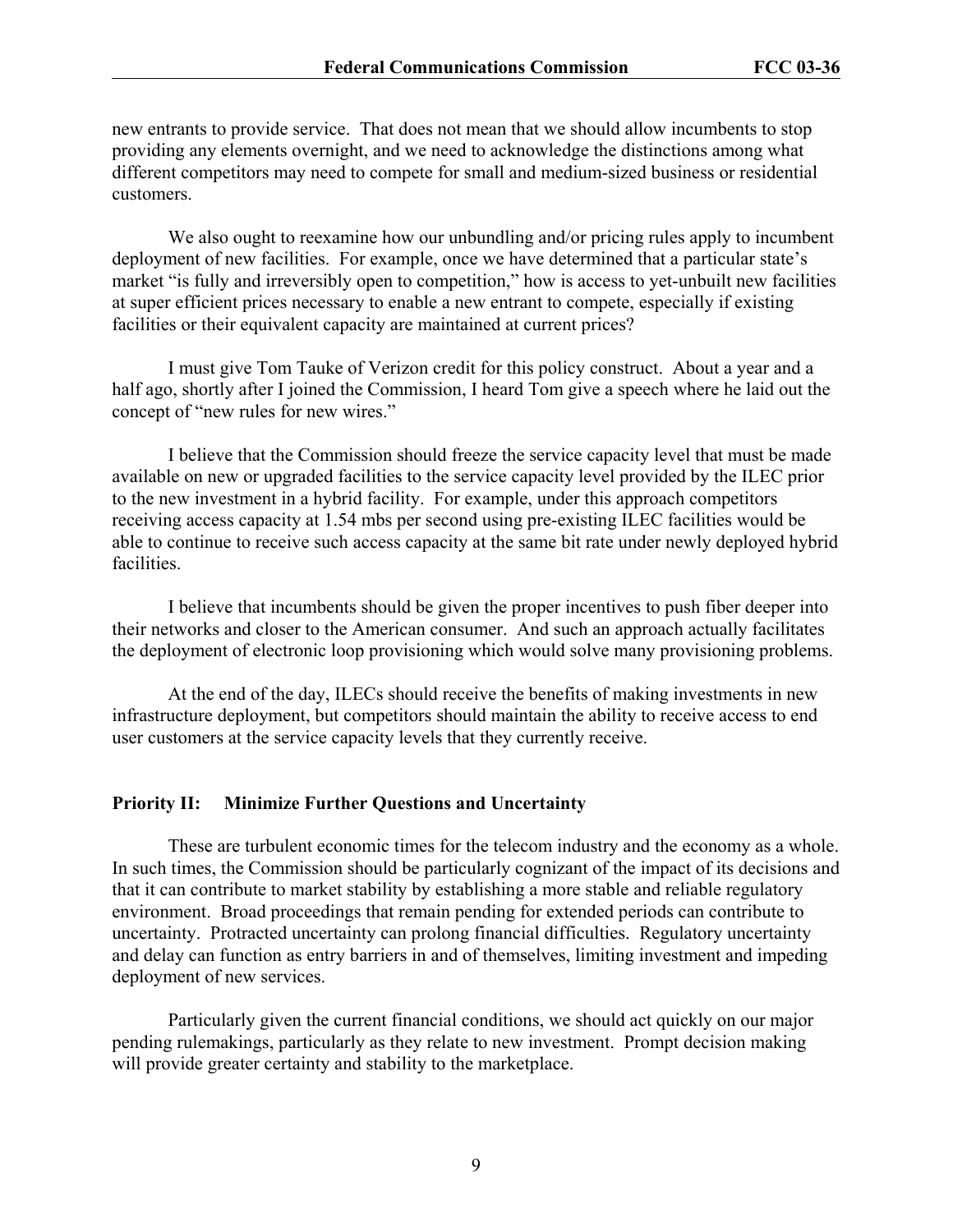new entrants to provide service. That does not mean that we should allow incumbents to stop providing any elements overnight, and we need to acknowledge the distinctions among what different competitors may need to compete for small and medium-sized business or residential customers.

We also ought to reexamine how our unbundling and/or pricing rules apply to incumbent deployment of new facilities. For example, once we have determined that a particular state's market "is fully and irreversibly open to competition," how is access to yet-unbuilt new facilities at super efficient prices necessary to enable a new entrant to compete, especially if existing facilities or their equivalent capacity are maintained at current prices?

I must give Tom Tauke of Verizon credit for this policy construct. About a year and a half ago, shortly after I joined the Commission, I heard Tom give a speech where he laid out the concept of "new rules for new wires."

I believe that the Commission should freeze the service capacity level that must be made available on new or upgraded facilities to the service capacity level provided by the ILEC prior to the new investment in a hybrid facility. For example, under this approach competitors receiving access capacity at 1.54 mbs per second using pre-existing ILEC facilities would be able to continue to receive such access capacity at the same bit rate under newly deployed hybrid facilities.

I believe that incumbents should be given the proper incentives to push fiber deeper into their networks and closer to the American consumer. And such an approach actually facilitates the deployment of electronic loop provisioning which would solve many provisioning problems.

At the end of the day, ILECs should receive the benefits of making investments in new infrastructure deployment, but competitors should maintain the ability to receive access to end user customers at the service capacity levels that they currently receive.

## Priority II: Minimize Further Questions and Uncertainty

These are turbulent economic times for the telecom industry and the economy as a whole. In such times, the Commission should be particularly cognizant of the impact of its decisions and that it can contribute to market stability by establishing a more stable and reliable regulatory environment. Broad proceedings that remain pending for extended periods can contribute to uncertainty. Protracted uncertainty can prolong financial difficulties. Regulatory uncertainty and delay can function as entry barriers in and of themselves, limiting investment and impeding deployment of new services.

Particularly given the current financial conditions, we should act quickly on our major pending rulemakings, particularly as they relate to new investment. Prompt decision making will provide greater certainty and stability to the marketplace.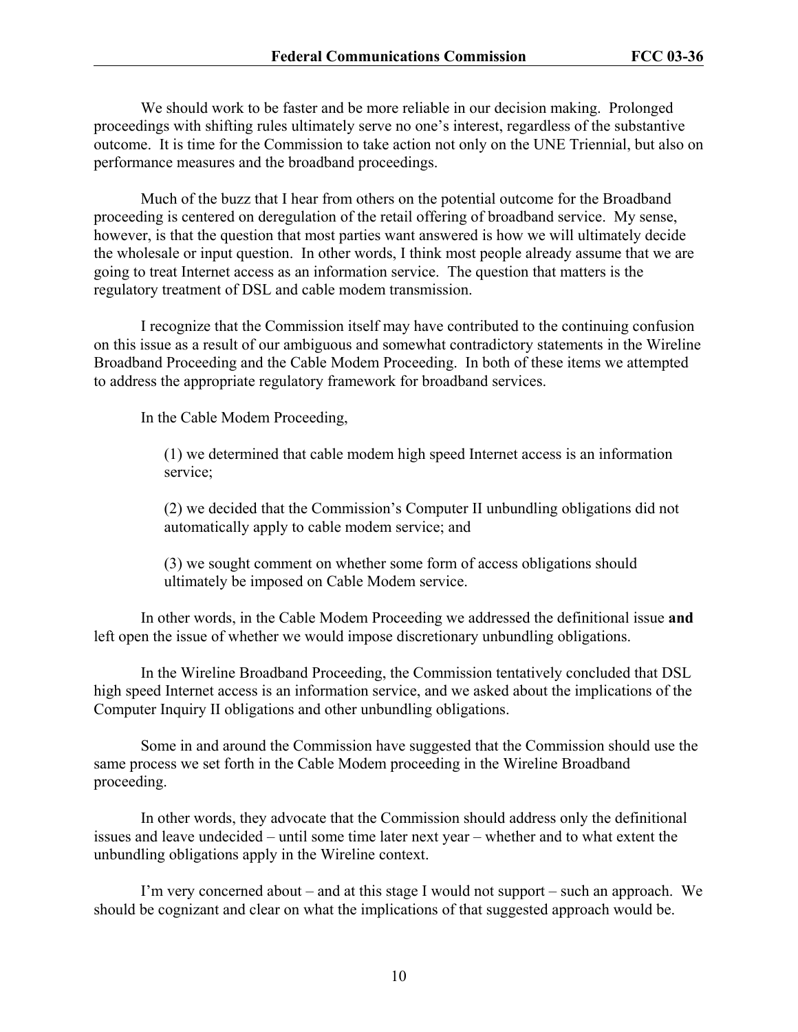We should work to be faster and be more reliable in our decision making. Prolonged proceedings with shifting rules ultimately serve no one's interest, regardless of the substantive outcome. It is time for the Commission to take action not only on the UNE Triennial, but also on performance measures and the broadband proceedings.

Much of the buzz that I hear from others on the potential outcome for the Broadband proceeding is centered on deregulation of the retail offering of broadband service. My sense, however, is that the question that most parties want answered is how we will ultimately decide the wholesale or input question. In other words, I think most people already assume that we are going to treat Internet access as an information service. The question that matters is the regulatory treatment of DSL and cable modem transmission.

I recognize that the Commission itself may have contributed to the continuing confusion on this issue as a result of our ambiguous and somewhat contradictory statements in the Wireline Broadband Proceeding and the Cable Modem Proceeding. In both of these items we attempted to address the appropriate regulatory framework for broadband services.

In the Cable Modem Proceeding,

> (1) we determined that cable modem high speed Internet access is an information service;
>
> (2) we decided that the Commission's Computer II unbundling obligations did not automatically apply to cable modem service; and
>
> (3) we sought comment on whether some form of access obligations should ultimately be imposed on Cable Modem service.

In other words, in the Cable Modem Proceeding we addressed the definitional issue **and** left open the issue of whether we would impose discretionary unbundling obligations.

In the Wireline Broadband Proceeding, the Commission tentatively concluded that DSL high speed Internet access is an information service, and we asked about the implications of the Computer Inquiry II obligations and other unbundling obligations.

Some in and around the Commission have suggested that the Commission should use the same process we set forth in the Cable Modem proceeding in the Wireline Broadband proceeding.

In other words, they advocate that the Commission should address only the definitional issues and leave undecided – until some time later next year – whether and to what extent the unbundling obligations apply in the Wireline context.

I'm very concerned about – and at this stage I would not support – such an approach. We should be cognizant and clear on what the implications of that suggested approach would be.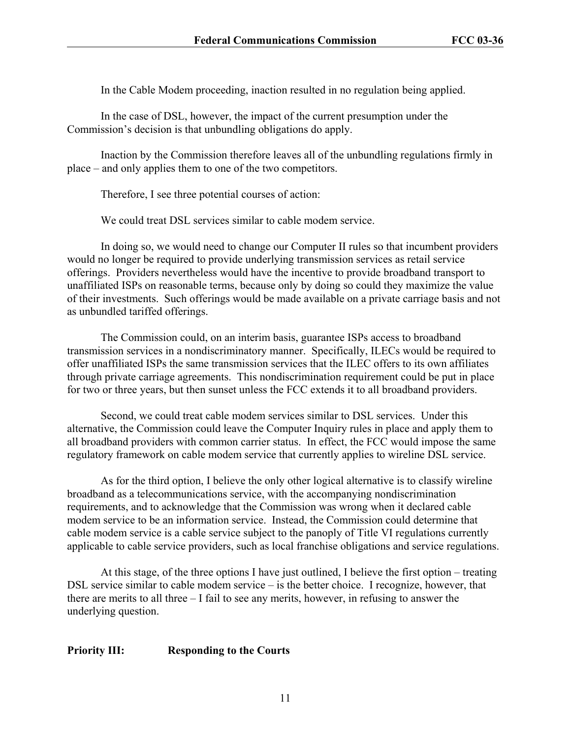In the Cable Modem proceeding, inaction resulted in no regulation being applied.

In the case of DSL, however, the impact of the current presumption under the Commission's decision is that unbundling obligations do apply.

Inaction by the Commission therefore leaves all of the unbundling regulations firmly in place – and only applies them to one of the two competitors.

Therefore, I see three potential courses of action:

We could treat DSL services similar to cable modem service.

In doing so, we would need to change our Computer II rules so that incumbent providers would no longer be required to provide underlying transmission services as retail service offerings. Providers nevertheless would have the incentive to provide broadband transport to unaffiliated ISPs on reasonable terms, because only by doing so could they maximize the value of their investments. Such offerings would be made available on a private carriage basis and not as unbundled tariffed offerings.

The Commission could, on an interim basis, guarantee ISPs access to broadband transmission services in a nondiscriminatory manner. Specifically, ILECs would be required to offer unaffiliated ISPs the same transmission services that the ILEC offers to its own affiliates through private carriage agreements. This nondiscrimination requirement could be put in place for two or three years, but then sunset unless the FCC extends it to all broadband providers.

Second, we could treat cable modem services similar to DSL services. Under this alternative, the Commission could leave the Computer Inquiry rules in place and apply them to all broadband providers with common carrier status. In effect, the FCC would impose the same regulatory framework on cable modem service that currently applies to wireline DSL service.

As for the third option, I believe the only other logical alternative is to classify wireline broadband as a telecommunications service, with the accompanying nondiscrimination requirements, and to acknowledge that the Commission was wrong when it declared cable modem service to be an information service. Instead, the Commission could determine that cable modem service is a cable service subject to the panoply of Title VI regulations currently applicable to cable service providers, such as local franchise obligations and service regulations.

At this stage, of the three options I have just outlined, I believe the first option – treating DSL service similar to cable modem service – is the better choice. I recognize, however, that there are merits to all three – I fail to see any merits, however, in refusing to answer the underlying question.

**Priority III: Responding to the Courts**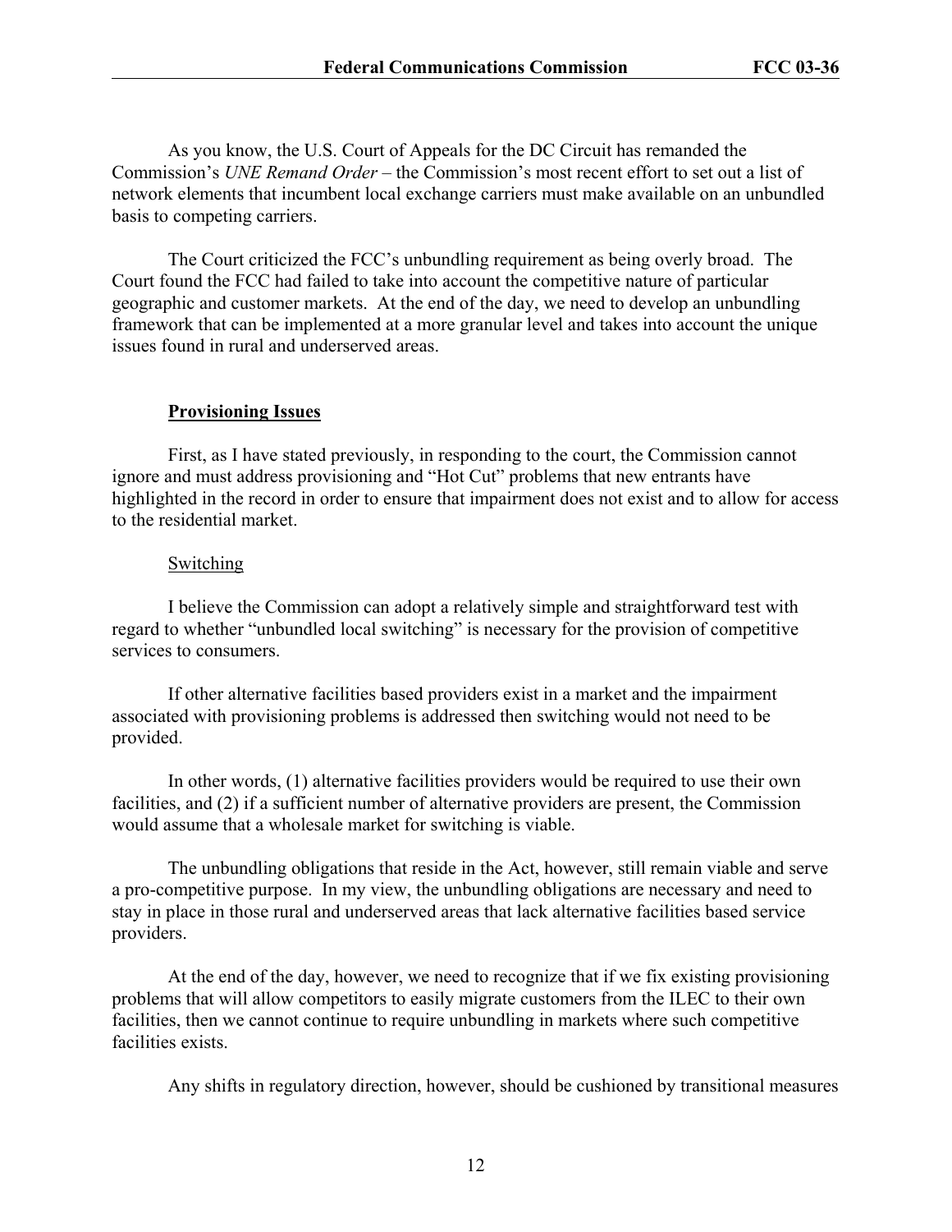As you know, the U.S. Court of Appeals for the DC Circuit has remanded the Commission's *UNE Remand Order* – the Commission's most recent effort to set out a list of network elements that incumbent local exchange carriers must make available on an unbundled basis to competing carriers.

The Court criticized the FCC's unbundling requirement as being overly broad. The Court found the FCC had failed to take into account the competitive nature of particular geographic and customer markets. At the end of the day, we need to develop an unbundling framework that can be implemented at a more granular level and takes into account the unique issues found in rural and underserved areas.

**Provisioning Issues**

First, as I have stated previously, in responding to the court, the Commission cannot ignore and must address provisioning and "Hot Cut" problems that new entrants have highlighted in the record in order to ensure that impairment does not exist and to allow for access to the residential market.

Switching

I believe the Commission can adopt a relatively simple and straightforward test with regard to whether "unbundled local switching" is necessary for the provision of competitive services to consumers.

If other alternative facilities based providers exist in a market and the impairment associated with provisioning problems is addressed then switching would not need to be provided.

In other words, (1) alternative facilities providers would be required to use their own facilities, and (2) if a sufficient number of alternative providers are present, the Commission would assume that a wholesale market for switching is viable.

The unbundling obligations that reside in the Act, however, still remain viable and serve a pro-competitive purpose. In my view, the unbundling obligations are necessary and need to stay in place in those rural and underserved areas that lack alternative facilities based service providers.

At the end of the day, however, we need to recognize that if we fix existing provisioning problems that will allow competitors to easily migrate customers from the ILEC to their own facilities, then we cannot continue to require unbundling in markets where such competitive facilities exists.

Any shifts in regulatory direction, however, should be cushioned by transitional measures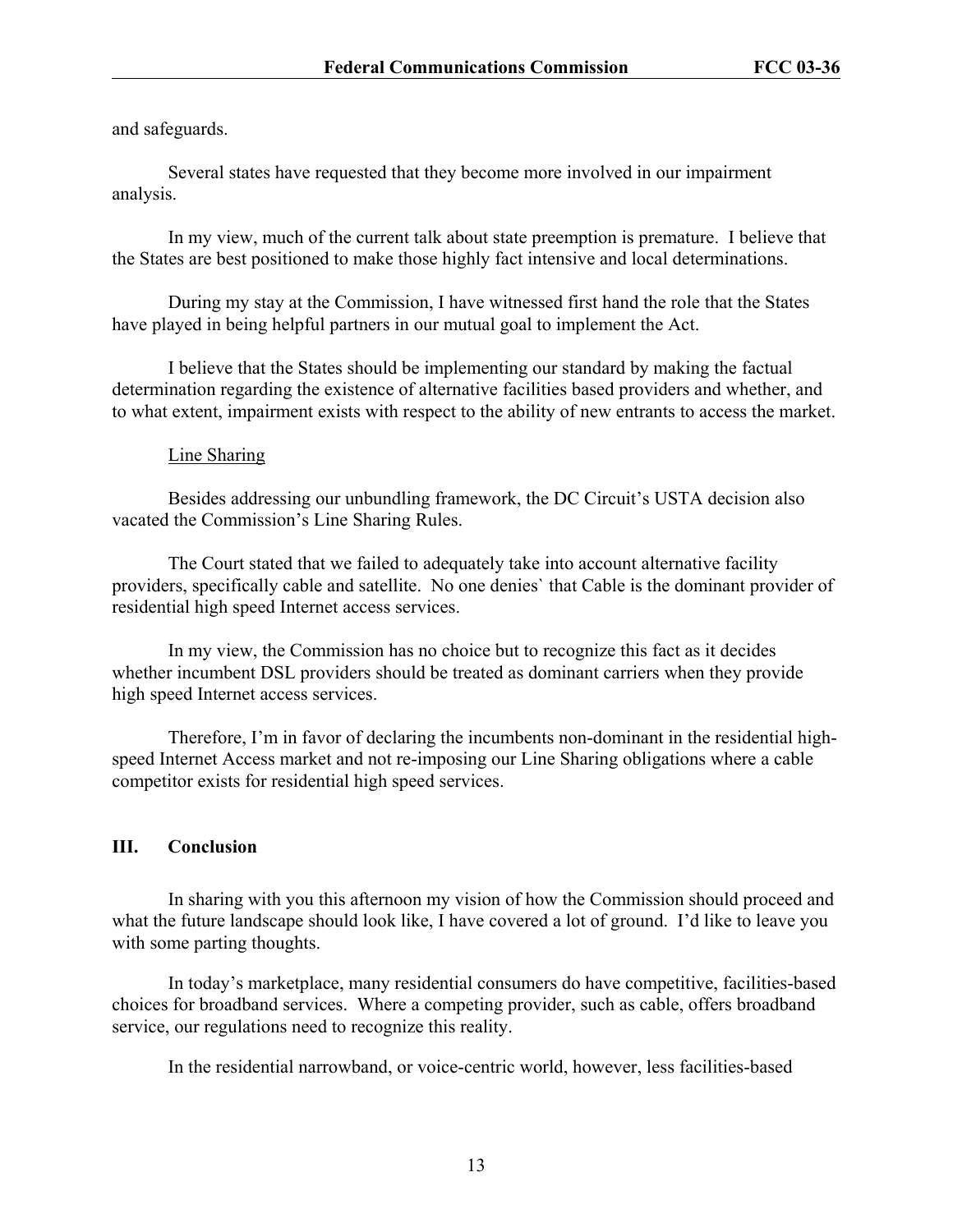and safeguards.

Several states have requested that they become more involved in our impairment analysis.

In my view, much of the current talk about state preemption is premature. I believe that the States are best positioned to make those highly fact intensive and local determinations.

During my stay at the Commission, I have witnessed first hand the role that the States have played in being helpful partners in our mutual goal to implement the Act.

I believe that the States should be implementing our standard by making the factual determination regarding the existence of alternative facilities based providers and whether, and to what extent, impairment exists with respect to the ability of new entrants to access the market.

Line Sharing

Besides addressing our unbundling framework, the DC Circuit's USTA decision also vacated the Commission's Line Sharing Rules.

The Court stated that we failed to adequately take into account alternative facility providers, specifically cable and satellite. No one denies` that Cable is the dominant provider of residential high speed Internet access services.

In my view, the Commission has no choice but to recognize this fact as it decides whether incumbent DSL providers should be treated as dominant carriers when they provide high speed Internet access services.

Therefore, I'm in favor of declaring the incumbents non-dominant in the residential high-speed Internet Access market and not re-imposing our Line Sharing obligations where a cable competitor exists for residential high speed services.

## III. Conclusion

In sharing with you this afternoon my vision of how the Commission should proceed and what the future landscape should look like, I have covered a lot of ground. I'd like to leave you with some parting thoughts.

In today's marketplace, many residential consumers do have competitive, facilities-based choices for broadband services. Where a competing provider, such as cable, offers broadband service, our regulations need to recognize this reality.

In the residential narrowband, or voice-centric world, however, less facilities-based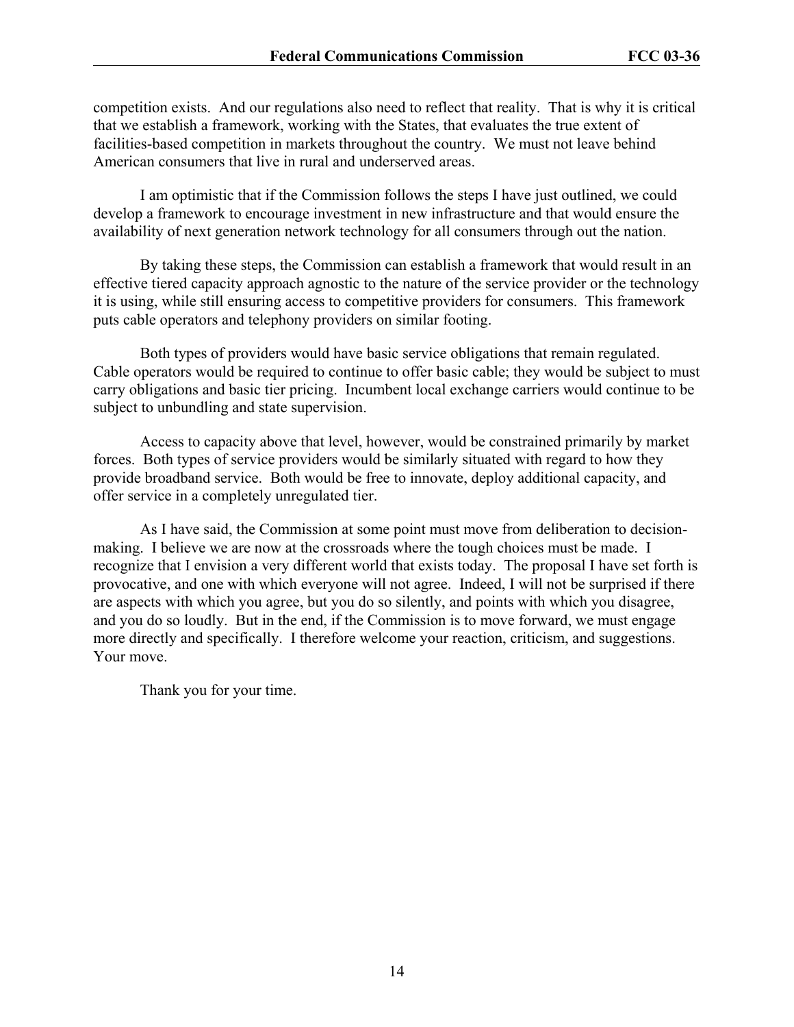competition exists. And our regulations also need to reflect that reality. That is why it is critical that we establish a framework, working with the States, that evaluates the true extent of facilities-based competition in markets throughout the country. We must not leave behind American consumers that live in rural and underserved areas.

I am optimistic that if the Commission follows the steps I have just outlined, we could develop a framework to encourage investment in new infrastructure and that would ensure the availability of next generation network technology for all consumers through out the nation.

By taking these steps, the Commission can establish a framework that would result in an effective tiered capacity approach agnostic to the nature of the service provider or the technology it is using, while still ensuring access to competitive providers for consumers. This framework puts cable operators and telephony providers on similar footing.

Both types of providers would have basic service obligations that remain regulated. Cable operators would be required to continue to offer basic cable; they would be subject to must carry obligations and basic tier pricing. Incumbent local exchange carriers would continue to be subject to unbundling and state supervision.

Access to capacity above that level, however, would be constrained primarily by market forces. Both types of service providers would be similarly situated with regard to how they provide broadband service. Both would be free to innovate, deploy additional capacity, and offer service in a completely unregulated tier.

As I have said, the Commission at some point must move from deliberation to decision-making. I believe we are now at the crossroads where the tough choices must be made. I recognize that I envision a very different world that exists today. The proposal I have set forth is provocative, and one with which everyone will not agree. Indeed, I will not be surprised if there are aspects with which you agree, but you do so silently, and points with which you disagree, and you do so loudly. But in the end, if the Commission is to move forward, we must engage more directly and specifically. I therefore welcome your reaction, criticism, and suggestions. Your move.

Thank you for your time.